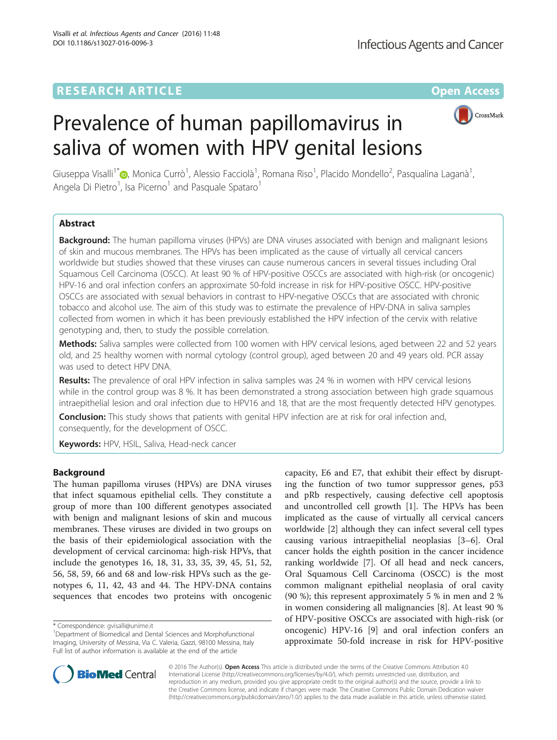RESEARCH ARTICLE Open Access

# Prevalence of human papillomavirus in saliva of women with HPV genital lesions

Giuseppa Visalli[1*], Monica Currò[1], Alessio Facciolà[1], Romana Riso[1], Placido Mondello[2], Pasqualina Laganà[1], Angela Di Pietro[1], Isa Picerno[1] and Pasquale Spataro[1]

## Abstract

**Background:** The human papilloma viruses (HPVs) are DNA viruses associated with benign and malignant lesions of skin and mucous membranes. The HPVs has been implicated as the cause of virtually all cervical cancers worldwide but studies showed that these viruses can cause numerous cancers in several tissues including Oral Squamous Cell Carcinoma (OSCC). At least 90 % of HPV-positive OSCCs are associated with high-risk (or oncogenic) HPV-16 and oral infection confers an approximate 50-fold increase in risk for HPV-positive OSCC. HPV-positive OSCCs are associated with sexual behaviors in contrast to HPV-negative OSCCs that are associated with chronic tobacco and alcohol use. The aim of this study was to estimate the prevalence of HPV-DNA in saliva samples collected from women in which it has been previously established the HPV infection of the cervix with relative genotyping and, then, to study the possible correlation.

**Methods:** Saliva samples were collected from 100 women with HPV cervical lesions, aged between 22 and 52 years old, and 25 healthy women with normal cytology (control group), aged between 20 and 49 years old. PCR assay was used to detect HPV DNA.

**Results:** The prevalence of oral HPV infection in saliva samples was 24 % in women with HPV cervical lesions while in the control group was 8 %. It has been demonstrated a strong association between high grade squamous intraepithelial lesion and oral infection due to HPV16 and 18, that are the most frequently detected HPV genotypes.

**Conclusion:** This study shows that patients with genital HPV infection are at risk for oral infection and, consequently, for the development of OSCC.

**Keywords:** HPV, HSIL, Saliva, Head-neck cancer

## Background

The human papilloma viruses (HPVs) are DNA viruses that infect squamous epithelial cells. They constitute a group of more than 100 different genotypes associated with benign and malignant lesions of skin and mucous membranes. These viruses are divided in two groups on the basis of their epidemiological association with the development of cervical carcinoma: high-risk HPVs, that include the genotypes 16, 18, 31, 33, 35, 39, 45, 51, 52, 56, 58, 59, 66 and 68 and low-risk HPVs such as the genotypes 6, 11, 42, 43 and 44. The HPV-DNA contains sequences that encodes two proteins with oncogenic capacity, E6 and E7, that exhibit their effect by disrupting the function of two tumor suppressor genes, p53 and pRb respectively, causing defective cell apoptosis and uncontrolled cell growth [1]. The HPVs has been implicated as the cause of virtually all cervical cancers worldwide [2] although they can infect several cell types causing various intraepithelial neoplasias [3–6]. Oral cancer holds the eighth position in the cancer incidence ranking worldwide [7]. Of all head and neck cancers, Oral Squamous Cell Carcinoma (OSCC) is the most common malignant epithelial neoplasia of oral cavity (90 %); this represent approximately 5 % in men and 2 % in women considering all malignancies [8]. At least 90 % of HPV-positive OSCCs are associated with high-risk (or oncogenic) HPV-16 [9] and oral infection confers an approximate 50-fold increase in risk for HPV-positive

\* Correspondence: gvisalli@unime.it
[1]Department of Biomedical and Dental Sciences and Morphofunctional Imaging, University of Messina, Via C. Valeria, Gazzi, 98100 Messina, Italy
Full list of author information is available at the end of the article

© 2016 The Author(s). **Open Access** This article is distributed under the terms of the Creative Commons Attribution 4.0 International License (http://creativecommons.org/licenses/by/4.0/), which permits unrestricted use, distribution, and reproduction in any medium, provided you give appropriate credit to the original author(s) and the source, provide a link to the Creative Commons license, and indicate if changes were made. The Creative Commons Public Domain Dedication waiver (http://creativecommons.org/publicdomain/zero/1.0/) applies to the data made available in this article, unless otherwise stated.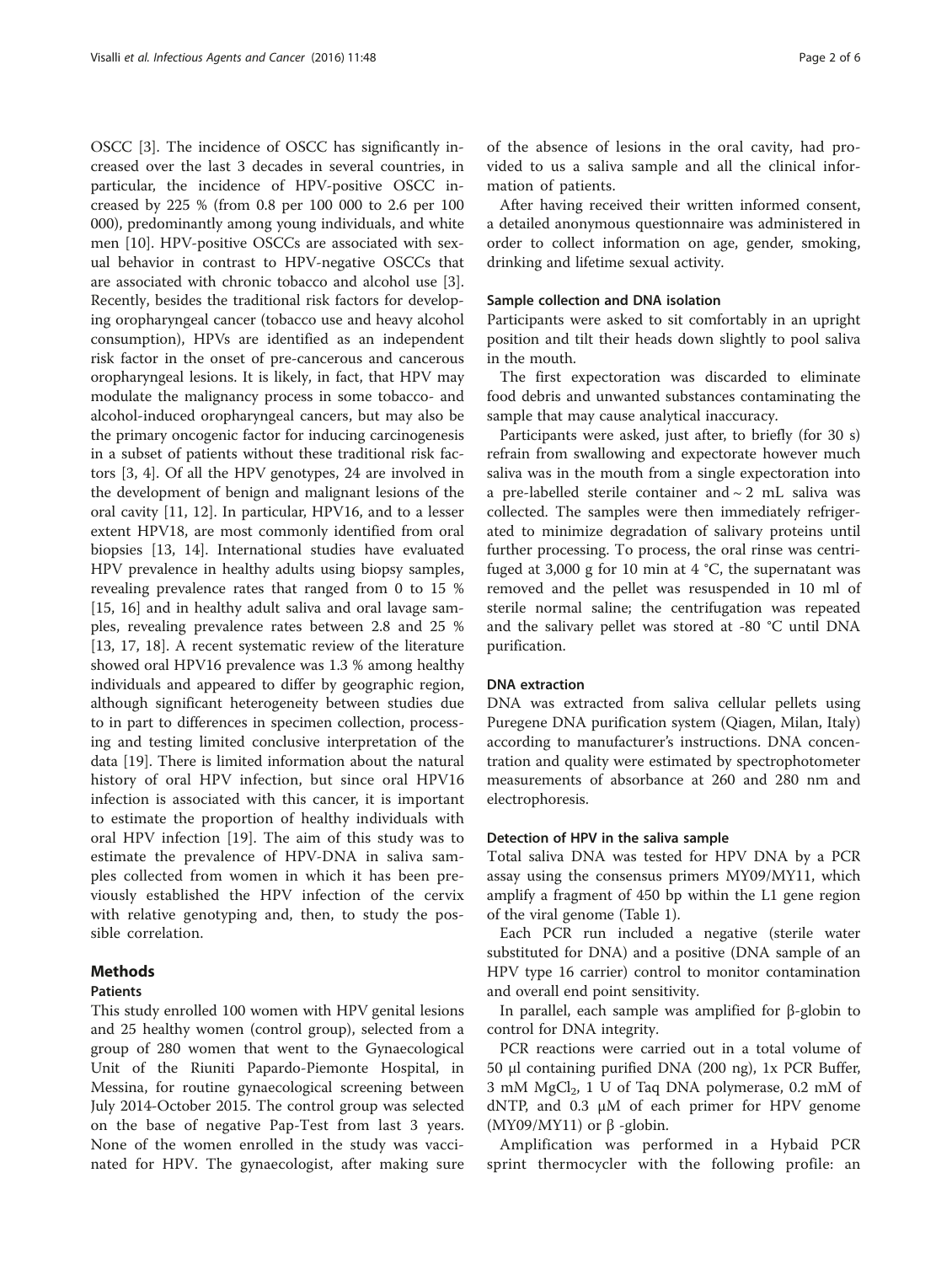OSCC [3]. The incidence of OSCC has significantly increased over the last 3 decades in several countries, in particular, the incidence of HPV-positive OSCC increased by 225 % (from 0.8 per 100 000 to 2.6 per 100 000), predominantly among young individuals, and white men [10]. HPV-positive OSCCs are associated with sexual behavior in contrast to HPV-negative OSCCs that are associated with chronic tobacco and alcohol use [3]. Recently, besides the traditional risk factors for developing oropharyngeal cancer (tobacco use and heavy alcohol consumption), HPVs are identified as an independent risk factor in the onset of pre-cancerous and cancerous oropharyngeal lesions. It is likely, in fact, that HPV may modulate the malignancy process in some tobacco- and alcohol-induced oropharyngeal cancers, but may also be the primary oncogenic factor for inducing carcinogenesis in a subset of patients without these traditional risk factors [3, 4]. Of all the HPV genotypes, 24 are involved in the development of benign and malignant lesions of the oral cavity [11, 12]. In particular, HPV16, and to a lesser extent HPV18, are most commonly identified from oral biopsies [13, 14]. International studies have evaluated HPV prevalence in healthy adults using biopsy samples, revealing prevalence rates that ranged from 0 to 15 % [15, 16] and in healthy adult saliva and oral lavage samples, revealing prevalence rates between 2.8 and 25 % [13, 17, 18]. A recent systematic review of the literature showed oral HPV16 prevalence was 1.3 % among healthy individuals and appeared to differ by geographic region, although significant heterogeneity between studies due to in part to differences in specimen collection, processing and testing limited conclusive interpretation of the data [19]. There is limited information about the natural history of oral HPV infection, but since oral HPV16 infection is associated with this cancer, it is important to estimate the proportion of healthy individuals with oral HPV infection [19]. The aim of this study was to estimate the prevalence of HPV-DNA in saliva samples collected from women in which it has been previously established the HPV infection of the cervix with relative genotyping and, then, to study the possible correlation.

## Methods

### Patients

This study enrolled 100 women with HPV genital lesions and 25 healthy women (control group), selected from a group of 280 women that went to the Gynaecological Unit of the Riuniti Papardo-Piemonte Hospital, in Messina, for routine gynaecological screening between July 2014-October 2015. The control group was selected on the base of negative Pap-Test from last 3 years. None of the women enrolled in the study was vaccinated for HPV. The gynaecologist, after making sure of the absence of lesions in the oral cavity, had provided to us a saliva sample and all the clinical information of patients.

After having received their written informed consent, a detailed anonymous questionnaire was administered in order to collect information on age, gender, smoking, drinking and lifetime sexual activity.

### Sample collection and DNA isolation

Participants were asked to sit comfortably in an upright position and tilt their heads down slightly to pool saliva in the mouth.

The first expectoration was discarded to eliminate food debris and unwanted substances contaminating the sample that may cause analytical inaccuracy.

Participants were asked, just after, to briefly (for 30 s) refrain from swallowing and expectorate however much saliva was in the mouth from a single expectoration into a pre-labelled sterile container and ~ 2 mL saliva was collected. The samples were then immediately refrigerated to minimize degradation of salivary proteins until further processing. To process, the oral rinse was centrifuged at 3,000 g for 10 min at 4 °C, the supernatant was removed and the pellet was resuspended in 10 ml of sterile normal saline; the centrifugation was repeated and the salivary pellet was stored at -80 °C until DNA purification.

### DNA extraction

DNA was extracted from saliva cellular pellets using Puregene DNA purification system (Qiagen, Milan, Italy) according to manufacturer's instructions. DNA concentration and quality were estimated by spectrophotometer measurements of absorbance at 260 and 280 nm and electrophoresis.

### Detection of HPV in the saliva sample

Total saliva DNA was tested for HPV DNA by a PCR assay using the consensus primers MY09/MY11, which amplify a fragment of 450 bp within the L1 gene region of the viral genome (Table 1).

Each PCR run included a negative (sterile water substituted for DNA) and a positive (DNA sample of an HPV type 16 carrier) control to monitor contamination and overall end point sensitivity.

In parallel, each sample was amplified for β-globin to control for DNA integrity.

PCR reactions were carried out in a total volume of 50 μl containing purified DNA (200 ng), 1x PCR Buffer, 3 mM $MgCl_2$, 1 U of Taq DNA polymerase, 0.2 mM of dNTP, and 0.3 μM of each primer for HPV genome (MY09/MY11) or β -globin.

Amplification was performed in a Hybaid PCR sprint thermocycler with the following profile: an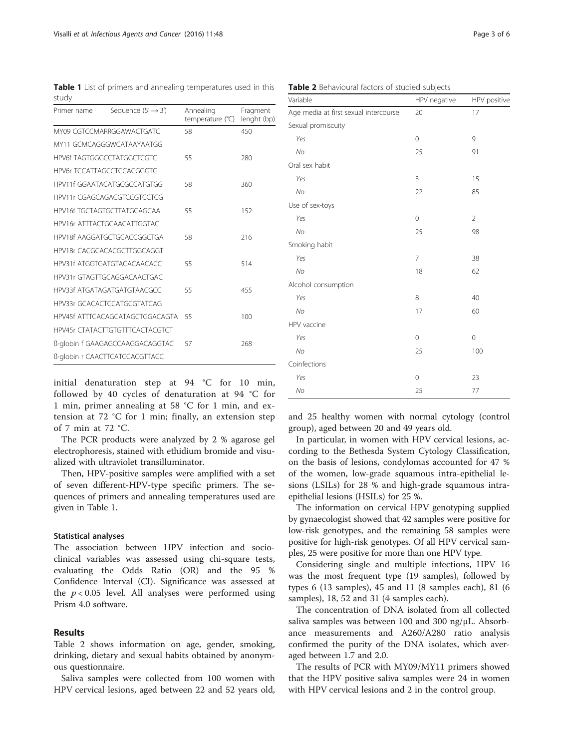**Table 1** List of primers and annealing temperatures used in this study

| Primer name | Sequence (5′ → 3′) | Annealing temperature (°C) | Fragment lenght (bp) |
|---|---|---|---|
| MY09 | CGTCCMARRGGAWACTGATC | 58 | 450 |
| MY11 | GCMCAGGGWCATAAYAATGG | | |
| HPV6f | TAGTGGGCCTATGGCTCGTC | 55 | 280 |
| HPV6r | TCCATTAGCCTCCACGGGTG | | |
| HPV11f | GGAATACATGCGCCATGTGG | 58 | 360 |
| HPV11r | CGAGCAGACGTCCGTCCTCG | | |
| HPV16f | TGCTAGTGCTTATGCAGCAA | 55 | 152 |
| HPV16r | ATTTACTGCAACATTGGTAC | | |
| HPV18f | AAGGATGCTGCACCGGCTGA | 58 | 216 |
| HPV18r | CACGCACACGCTTGGCAGGT | | |
| HPV31f | ATGGTGATGTACACAACACC | 55 | 514 |
| HPV31r | GTAGTTGCAGGACAACTGAC | | |
| HPV33f | ATGATAGATGATGTAACGCC | 55 | 455 |
| HPV33r | GCACACTCCATGCGTATCAG | | |
| HPV45f | ATTTCACAGCATAGCTGGACAGTA | 55 | 100 |
| HPV45r | CTATACTTGTGTTTCACTACGTCT | | |
| ß-globin f | GAAGAGCCAAGGACAGGTAC | 57 | 268 |
| ß-globin r | CAACTTCATCCACGTTACC | | |

initial denaturation step at 94 °C for 10 min, followed by 40 cycles of denaturation at 94 °C for 1 min, primer annealing at 58 °C for 1 min, and extension at 72 °C for 1 min; finally, an extension step of 7 min at 72 °C.

The PCR products were analyzed by 2 % agarose gel electrophoresis, stained with ethidium bromide and visualized with ultraviolet transilluminator.

Then, HPV-positive samples were amplified with a set of seven different-HPV-type specific primers. The sequences of primers and annealing temperatures used are given in Table 1.

### Statistical analyses

The association between HPV infection and socio-clinical variables was assessed using chi-square tests, evaluating the Odds Ratio (OR) and the 95 % Confidence Interval (CI). Significance was assessed at the $p < 0.05$ level. All analyses were performed using Prism 4.0 software.

## Results

Table 2 shows information on age, gender, smoking, drinking, dietary and sexual habits obtained by anonymous questionnaire.

Saliva samples were collected from 100 women with HPV cervical lesions, aged between 22 and 52 years old, and 25 healthy women with normal cytology (control group), aged between 20 and 49 years old.

**Table 2** Behavioural factors of studied subjects

| Variable | HPV negative | HPV positive |
|---|---|---|
| Age media at first sexual intercourse | 20 | 17 |
| Sexual promiscuity | | |
| *Yes* | 0 | 9 |
| *No* | 25 | 91 |
| Oral sex habit | | |
| *Yes* | 3 | 15 |
| *No* | 22 | 85 |
| Use of sex-toys | | |
| *Yes* | 0 | 2 |
| *No* | 25 | 98 |
| Smoking habit | | |
| *Yes* | 7 | 38 |
| *No* | 18 | 62 |
| Alcohol consumption | | |
| *Yes* | 8 | 40 |
| *No* | 17 | 60 |
| HPV vaccine | | |
| *Yes* | 0 | 0 |
| *No* | 25 | 100 |
| Coinfections | | |
| *Yes* | 0 | 23 |
| *No* | 25 | 77 |

In particular, in women with HPV cervical lesions, according to the Bethesda System Cytology Classification, on the basis of lesions, condylomas accounted for 47 % of the women, low-grade squamous intra-epithelial lesions (LSILs) for 28 % and high-grade squamous intra-epithelial lesions (HSILs) for 25 %.

The information on cervical HPV genotyping supplied by gynaecologist showed that 42 samples were positive for low-risk genotypes, and the remaining 58 samples were positive for high-risk genotypes. Of all HPV cervical samples, 25 were positive for more than one HPV type.

Considering single and multiple infections, HPV 16 was the most frequent type (19 samples), followed by types 6 (13 samples), 45 and 11 (8 samples each), 81 (6 samples), 18, 52 and 31 (4 samples each).

The concentration of DNA isolated from all collected saliva samples was between 100 and 300 ng/μL. Absorbance measurements and A260/A280 ratio analysis confirmed the purity of the DNA isolates, which averaged between 1.7 and 2.0.

The results of PCR with MY09/MY11 primers showed that the HPV positive saliva samples were 24 in women with HPV cervical lesions and 2 in the control group.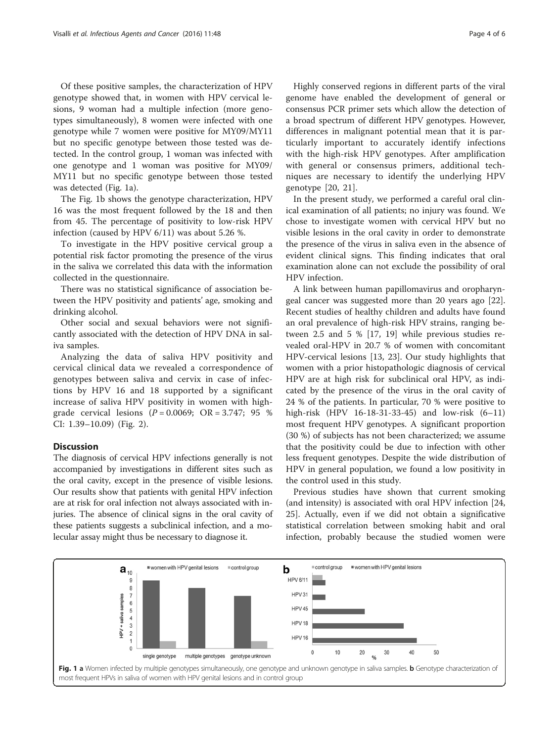Of these positive samples, the characterization of HPV genotype showed that, in women with HPV cervical lesions, 9 woman had a multiple infection (more genotypes simultaneously), 8 women were infected with one genotype while 7 women were positive for MY09/MY11 but no specific genotype between those tested was detected. In the control group, 1 woman was infected with one genotype and 1 woman was positive for MY09/MY11 but no specific genotype between those tested was detected (Fig. 1a).

The Fig. 1b shows the genotype characterization, HPV 16 was the most frequent followed by the 18 and then from 45. The percentage of positivity to low-risk HPV infection (caused by HPV 6/11) was about 5.26 %.

To investigate in the HPV positive cervical group a potential risk factor promoting the presence of the virus in the saliva we correlated this data with the information collected in the questionnaire.

There was no statistical significance of association between the HPV positivity and patients' age, smoking and drinking alcohol.

Other social and sexual behaviors were not significantly associated with the detection of HPV DNA in saliva samples.

Analyzing the data of saliva HPV positivity and cervical clinical data we revealed a correspondence of genotypes between saliva and cervix in case of infections by HPV 16 and 18 supported by a significant increase of saliva HPV positivity in women with high-grade cervical lesions ($P = 0.0069$; OR = 3.747; 95 % CI: 1.39–10.09) (Fig. 2).

## Discussion

The diagnosis of cervical HPV infections generally is not accompanied by investigations in different sites such as the oral cavity, except in the presence of visible lesions. Our results show that patients with genital HPV infection are at risk for oral infection not always associated with injuries. The absence of clinical signs in the oral cavity of these patients suggests a subclinical infection, and a molecular assay might thus be necessary to diagnose it.

Highly conserved regions in different parts of the viral genome have enabled the development of general or consensus PCR primer sets which allow the detection of a broad spectrum of different HPV genotypes. However, differences in malignant potential mean that it is particularly important to accurately identify infections with the high-risk HPV genotypes. After amplification with general or consensus primers, additional techniques are necessary to identify the underlying HPV genotype [20, 21].

In the present study, we performed a careful oral clinical examination of all patients; no injury was found. We chose to investigate women with cervical HPV but no visible lesions in the oral cavity in order to demonstrate the presence of the virus in saliva even in the absence of evident clinical signs. This finding indicates that oral examination alone can not exclude the possibility of oral HPV infection.

A link between human papillomavirus and oropharyngeal cancer was suggested more than 20 years ago [22]. Recent studies of healthy children and adults have found an oral prevalence of high-risk HPV strains, ranging between 2.5 and 5 % [17, 19] while previous studies revealed oral-HPV in 20.7 % of women with concomitant HPV-cervical lesions [13, 23]. Our study highlights that women with a prior histopathologic diagnosis of cervical HPV are at high risk for subclinical oral HPV, as indicated by the presence of the virus in the oral cavity of 24 % of the patients. In particular, 70 % were positive to high-risk (HPV 16-18-31-33-45) and low-risk (6–11) most frequent HPV genotypes. A significant proportion (30 %) of subjects has not been characterized; we assume that the positivity could be due to infection with other less frequent genotypes. Despite the wide distribution of HPV in general population, we found a low positivity in the control used in this study.

Previous studies have shown that current smoking (and intensity) is associated with oral HPV infection [24, 25]. Actually, even if we did not obtain a significative statistical correlation between smoking habit and oral infection, probably because the studied women were

**Fig. 1** **a** Women infected by multiple genotypes simultaneously, one genotype and unknown genotype in saliva samples. **b** Genotype characterization of most frequent HPVs in saliva of women with HPV genital lesions and in control group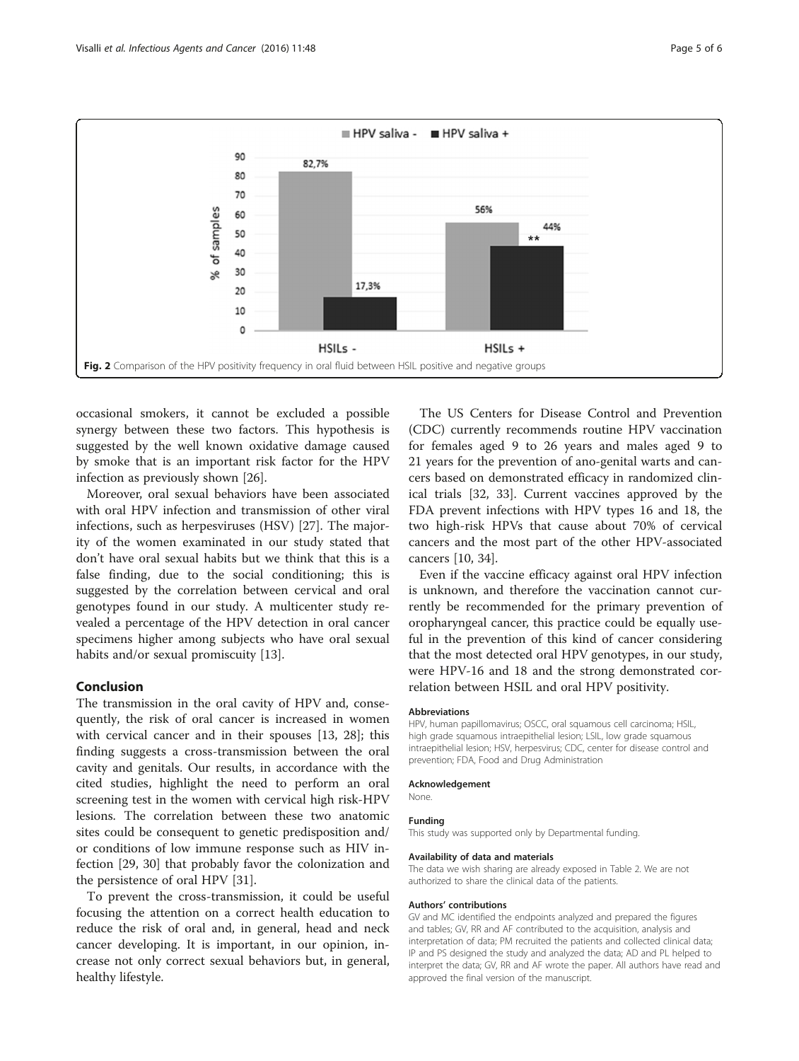Fig. 2 Comparison of the HPV positivity frequency in oral fluid between HSIL positive and negative groups

occasional smokers, it cannot be excluded a possible synergy between these two factors. This hypothesis is suggested by the well known oxidative damage caused by smoke that is an important risk factor for the HPV infection as previously shown [26].

Moreover, oral sexual behaviors have been associated with oral HPV infection and transmission of other viral infections, such as herpesviruses (HSV) [27]. The majority of the women examinated in our study stated that don't have oral sexual habits but we think that this is a false finding, due to the social conditioning; this is suggested by the correlation between cervical and oral genotypes found in our study. A multicenter study revealed a percentage of the HPV detection in oral cancer specimens higher among subjects who have oral sexual habits and/or sexual promiscuity [13].

## Conclusion

The transmission in the oral cavity of HPV and, consequently, the risk of oral cancer is increased in women with cervical cancer and in their spouses [13, 28]; this finding suggests a cross-transmission between the oral cavity and genitals. Our results, in accordance with the cited studies, highlight the need to perform an oral screening test in the women with cervical high risk-HPV lesions. The correlation between these two anatomic sites could be consequent to genetic predisposition and/or conditions of low immune response such as HIV infection [29, 30] that probably favor the colonization and the persistence of oral HPV [31].

To prevent the cross-transmission, it could be useful focusing the attention on a correct health education to reduce the risk of oral and, in general, head and neck cancer developing. It is important, in our opinion, increase not only correct sexual behaviors but, in general, healthy lifestyle.

The US Centers for Disease Control and Prevention (CDC) currently recommends routine HPV vaccination for females aged 9 to 26 years and males aged 9 to 21 years for the prevention of ano-genital warts and cancers based on demonstrated efficacy in randomized clinical trials [32, 33]. Current vaccines approved by the FDA prevent infections with HPV types 16 and 18, the two high-risk HPVs that cause about 70% of cervical cancers and the most part of the other HPV-associated cancers [10, 34].

Even if the vaccine efficacy against oral HPV infection is unknown, and therefore the vaccination cannot currently be recommended for the primary prevention of oropharyngeal cancer, this practice could be equally useful in the prevention of this kind of cancer considering that the most detected oral HPV genotypes, in our study, were HPV-16 and 18 and the strong demonstrated correlation between HSIL and oral HPV positivity.

#### Abbreviations

HPV, human papillomavirus; OSCC, oral squamous cell carcinoma; HSIL, high grade squamous intraepithelial lesion; LSIL, low grade squamous intraepithelial lesion; HSV, herpesvirus; CDC, center for disease control and prevention; FDA, Food and Drug Administration

#### Acknowledgement

None.

#### Funding

This study was supported only by Departmental funding.

#### Availability of data and materials

The data we wish sharing are already exposed in Table 2. We are not authorized to share the clinical data of the patients.

#### Authors' contributions

GV and MC identified the endpoints analyzed and prepared the figures and tables; GV, RR and AF contributed to the acquisition, analysis and interpretation of data; PM recruited the patients and collected clinical data; IP and PS designed the study and analyzed the data; AD and PL helped to interpret the data; GV, RR and AF wrote the paper. All authors have read and approved the final version of the manuscript.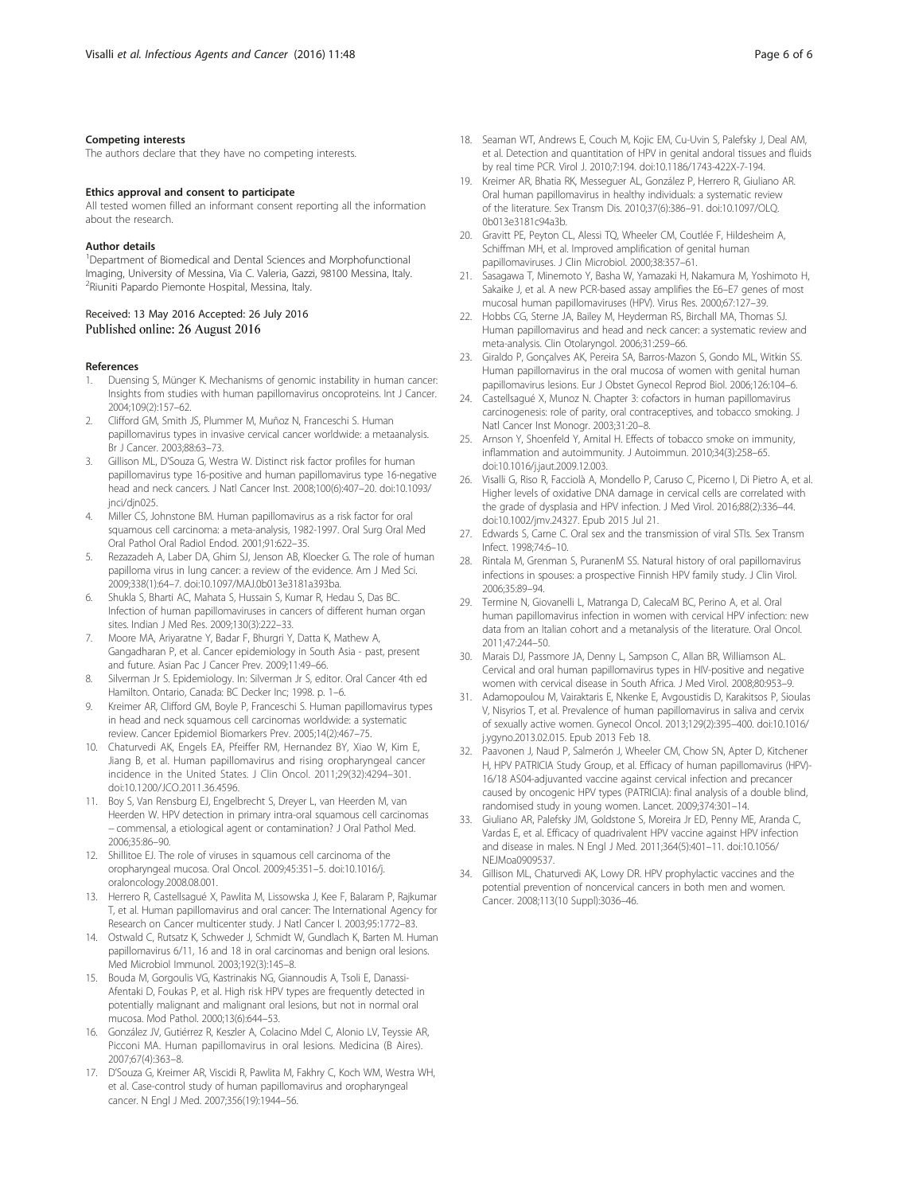### Competing interests

The authors declare that they have no competing interests.

### Ethics approval and consent to participate

All tested women filled an informant consent reporting all the information about the research.

### Author details

[1]Department of Biomedical and Dental Sciences and Morphofunctional Imaging, University of Messina, Via C. Valeria, Gazzi, 98100 Messina, Italy. [2]Riuniti Papardo Piemonte Hospital, Messina, Italy.

Received: 13 May 2016 Accepted: 26 July 2016
Published online: 26 August 2016

### References

1. Duensing S, Münger K. Mechanisms of genomic instability in human cancer: Insights from studies with human papillomavirus oncoproteins. Int J Cancer. 2004;109(2):157–62.
2. Clifford GM, Smith JS, Plummer M, Muñoz N, Franceschi S. Human papillomavirus types in invasive cervical cancer worldwide: a metaanalysis. Br J Cancer. 2003;88:63–73.
3. Gillison ML, D'Souza G, Westra W. Distinct risk factor profiles for human papillomavirus type 16-positive and human papillomavirus type 16-negative head and neck cancers. J Natl Cancer Inst. 2008;100(6):407–20. doi:10.1093/jnci/djn025.
4. Miller CS, Johnstone BM. Human papillomavirus as a risk factor for oral squamous cell carcinoma: a meta-analysis, 1982-1997. Oral Surg Oral Med Oral Pathol Oral Radiol Endod. 2001;91:622–35.
5. Rezazadeh A, Laber DA, Ghim SJ, Jenson AB, Kloecker G. The role of human papilloma virus in lung cancer: a review of the evidence. Am J Med Sci. 2009;338(1):64–7. doi:10.1097/MAJ.0b013e3181a393ba.
6. Shukla S, Bharti AC, Mahata S, Hussain S, Kumar R, Hedau S, Das BC. Infection of human papillomaviruses in cancers of different human organ sites. Indian J Med Res. 2009;130(3):222–33.
7. Moore MA, Ariyaratne Y, Badar F, Bhurgri Y, Datta K, Mathew A, Gangadharan P, et al. Cancer epidemiology in South Asia - past, present and future. Asian Pac J Cancer Prev. 2009;11:49–66.
8. Silverman Jr S. Epidemiology. In: Silverman Jr S, editor. Oral Cancer 4th ed Hamilton. Ontario, Canada: BC Decker Inc; 1998. p. 1–6.
9. Kreimer AR, Clifford GM, Boyle P, Franceschi S. Human papillomavirus types in head and neck squamous cell carcinomas worldwide: a systematic review. Cancer Epidemiol Biomarkers Prev. 2005;14(2):467–75.
10. Chaturvedi AK, Engels EA, Pfeiffer RM, Hernandez BY, Xiao W, Kim E, Jiang B, et al. Human papillomavirus and rising oropharyngeal cancer incidence in the United States. J Clin Oncol. 2011;29(32):4294–301. doi:10.1200/JCO.2011.36.4596.
11. Boy S, Van Rensburg EJ, Engelbrecht S, Dreyer L, van Heerden M, van Heerden W. HPV detection in primary intra-oral squamous cell carcinomas – commensal, a etiological agent or contamination? J Oral Pathol Med. 2006;35:86–90.
12. Shillitoe EJ. The role of viruses in squamous cell carcinoma of the oropharyngeal mucosa. Oral Oncol. 2009;45:351–5. doi:10.1016/j.oraloncology.2008.08.001.
13. Herrero R, Castellsagué X, Pawlita M, Lissowska J, Kee F, Balaram P, Rajkumar T, et al. Human papillomavirus and oral cancer: The International Agency for Research on Cancer multicenter study. J Natl Cancer I. 2003;95:1772–83.
14. Ostwald C, Rutsatz K, Schweder J, Schmidt W, Gundlach K, Barten M. Human papillomavirus 6/11, 16 and 18 in oral carcinomas and benign oral lesions. Med Microbiol Immunol. 2003;192(3):145–8.
15. Bouda M, Gorgoulis VG, Kastrinakis NG, Giannoudis A, Tsoli E, Danassi-Afentaki D, Foukas P, et al. High risk HPV types are frequently detected in potentially malignant and malignant oral lesions, but not in normal oral mucosa. Mod Pathol. 2000;13(6):644–53.
16. González JV, Gutiérrez R, Keszler A, Colacino Mdel C, Alonio LV, Teyssie AR, Picconi MA. Human papillomavirus in oral lesions. Medicina (B Aires). 2007;67(4):363–8.
17. D'Souza G, Kreimer AR, Viscidi R, Pawlita M, Fakhry C, Koch WM, Westra WH, et al. Case-control study of human papillomavirus and oropharyngeal cancer. N Engl J Med. 2007;356(19):1944–56.
18. Seaman WT, Andrews E, Couch M, Kojic EM, Cu-Uvin S, Palefsky J, Deal AM, et al. Detection and quantitation of HPV in genital andoral tissues and fluids by real time PCR. Virol J. 2010;7:194. doi:10.1186/1743-422X-7-194.
19. Kreimer AR, Bhatia RK, Messeguer AL, González P, Herrero R, Giuliano AR. Oral human papillomavirus in healthy individuals: a systematic review of the literature. Sex Transm Dis. 2010;37(6):386–91. doi:10.1097/OLQ.0b013e3181c94a3b.
20. Gravitt PE, Peyton CL, Alessi TQ, Wheeler CM, Coutlée F, Hildesheim A, Schiffman MH, et al. Improved amplification of genital human papillomaviruses. J Clin Microbiol. 2000;38:357–61.
21. Sasagawa T, Minemoto Y, Basha W, Yamazaki H, Nakamura M, Yoshimoto H, Sakaike J, et al. A new PCR-based assay amplifies the E6–E7 genes of most mucosal human papillomaviruses (HPV). Virus Res. 2000;67:127–39.
22. Hobbs CG, Sterne JA, Bailey M, Heyderman RS, Birchall MA, Thomas SJ. Human papillomavirus and head and neck cancer: a systematic review and meta-analysis. Clin Otolaryngol. 2006;31:259–66.
23. Giraldo P, Gonçalves AK, Pereira SA, Barros-Mazon S, Gondo ML, Witkin SS. Human papillomavirus in the oral mucosa of women with genital human papillomavirus lesions. Eur J Obstet Gynecol Reprod Biol. 2006;126:104–6.
24. Castellsagué X, Munoz N. Chapter 3: cofactors in human papillomavirus carcinogenesis: role of parity, oral contraceptives, and tobacco smoking. J Natl Cancer Inst Monogr. 2003;31:20–8.
25. Arnson Y, Shoenfeld Y, Amital H. Effects of tobacco smoke on immunity, inflammation and autoimmunity. J Autoimmun. 2010;34(3):258–65. doi:10.1016/j.jaut.2009.12.003.
26. Visalli G, Riso R, Facciolà A, Mondello P, Caruso C, Picerno I, Di Pietro A, et al. Higher levels of oxidative DNA damage in cervical cells are correlated with the grade of dysplasia and HPV infection. J Med Virol. 2016;88(2):336–44. doi:10.1002/jmv.24327. Epub 2015 Jul 21.
27. Edwards S, Carne C. Oral sex and the transmission of viral STIs. Sex Transm Infect. 1998;74:6–10.
28. Rintala M, Grenman S, PuranenM SS. Natural history of oral papillomavirus infections in spouses: a prospective Finnish HPV family study. J Clin Virol. 2006;35:89–94.
29. Termine N, Giovanelli L, Matranga D, CalecaM BC, Perino A, et al. Oral human papillomavirus infection in women with cervical HPV infection: new data from an Italian cohort and a metanalysis of the literature. Oral Oncol. 2011;47:244–50.
30. Marais DJ, Passmore JA, Denny L, Sampson C, Allan BR, Williamson AL. Cervical and oral human papillomavirus types in HIV-positive and negative women with cervical disease in South Africa. J Med Virol. 2008;80:953–9.
31. Adamopoulou M, Vairaktaris E, Nkenke E, Avgoustidis D, Karakitsos P, Sioulas V, Nisyrios T, et al. Prevalence of human papillomavirus in saliva and cervix of sexually active women. Gynecol Oncol. 2013;129(2):395–400. doi:10.1016/j.ygyno.2013.02.015. Epub 2013 Feb 18.
32. Paavonen J, Naud P, Salmerón J, Wheeler CM, Chow SN, Apter D, Kitchener H, HPV PATRICIA Study Group, et al. Efficacy of human papillomavirus (HPV)-16/18 AS04-adjuvanted vaccine against cervical infection and precancer caused by oncogenic HPV types (PATRICIA): final analysis of a double blind, randomised study in young women. Lancet. 2009;374:301–14.
33. Giuliano AR, Palefsky JM, Goldstone S, Moreira Jr ED, Penny ME, Aranda C, Vardas E, et al. Efficacy of quadrivalent HPV vaccine against HPV infection and disease in males. N Engl J Med. 2011;364(5):401–11. doi:10.1056/NEJMoa0909537.
34. Gillison ML, Chaturvedi AK, Lowy DR. HPV prophylactic vaccines and the potential prevention of noncervical cancers in both men and women. Cancer. 2008;113(10 Suppl):3036–46.